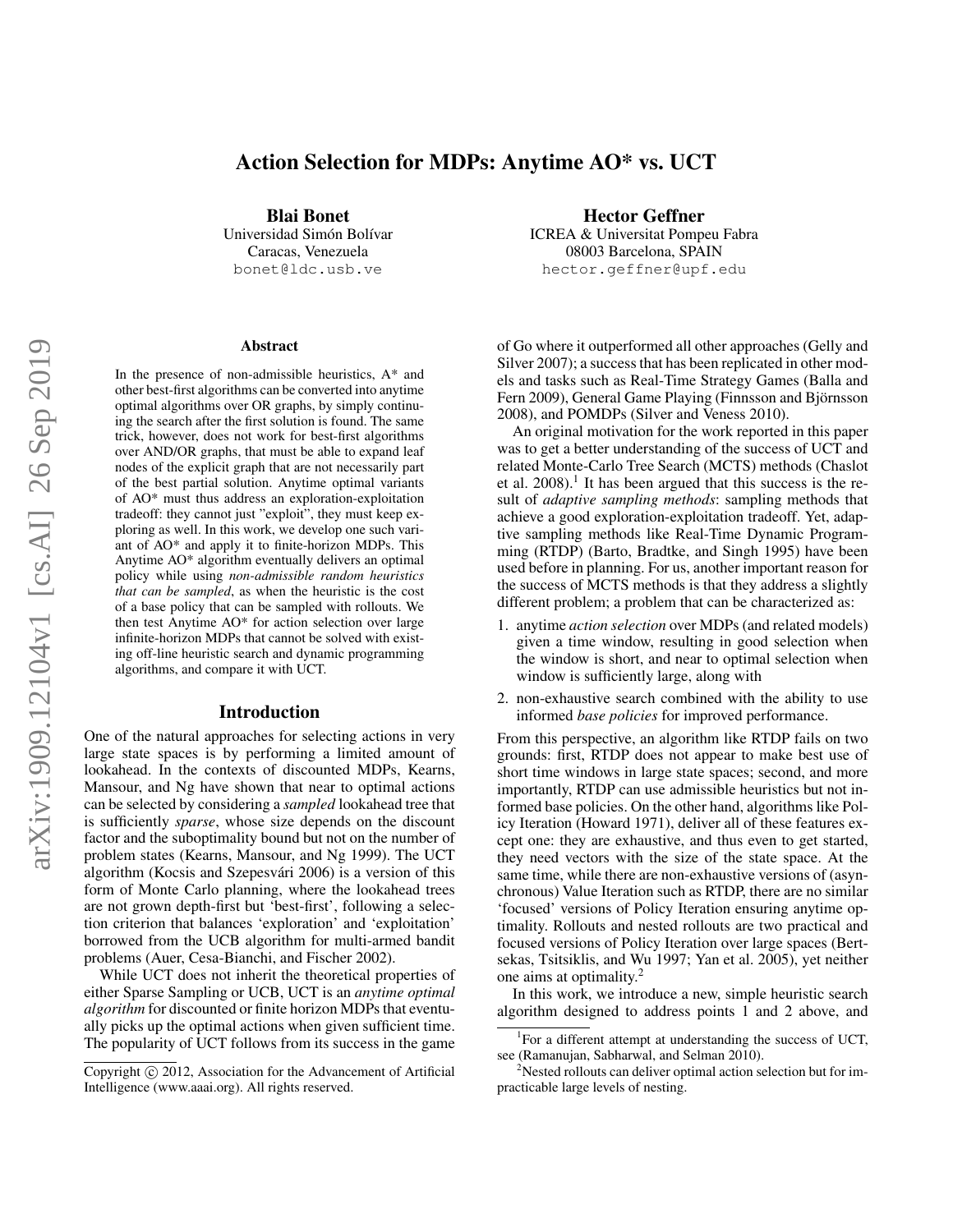# Action Selection for MDPs: Anytime AO* vs. UCT

**Blai Bonet**
Universidad Simón Bolívar
Caracas, Venezuela
bonet@ldc.usb.ve

**Hector Geffner**
ICREA & Universitat Pompeu Fabra
08003 Barcelona, SPAIN
hector.geffner@upf.edu

## Abstract

In the presence of non-admissible heuristics, A* and other best-first algorithms can be converted into anytime optimal algorithms over OR graphs, by simply continuing the search after the first solution is found. The same trick, however, does not work for best-first algorithms over AND/OR graphs, that must be able to expand leaf nodes of the explicit graph that are not necessarily part of the best partial solution. Anytime optimal variants of AO* must thus address an exploration-exploitation tradeoff: they cannot just "exploit", they must keep exploring as well. In this work, we develop one such variant of AO* and apply it to finite-horizon MDPs. This Anytime AO* algorithm eventually delivers an optimal policy while using *non-admissible random heuristics that can be sampled*, as when the heuristic is the cost of a base policy that can be sampled with rollouts. We then test Anytime AO* for action selection over large infinite-horizon MDPs that cannot be solved with existing off-line heuristic search and dynamic programming algorithms, and compare it with UCT.

## Introduction

One of the natural approaches for selecting actions in very large state spaces is by performing a limited amount of lookahead. In the contexts of discounted MDPs, Kearns, Mansour, and Ng have shown that near to optimal actions can be selected by considering a *sampled* lookahead tree that is sufficiently *sparse*, whose size depends on the discount factor and the suboptimality bound but not on the number of problem states (Kearns, Mansour, and Ng 1999). The UCT algorithm (Kocsis and Szepesvári 2006) is a version of this form of Monte Carlo planning, where the lookahead trees are not grown depth-first but 'best-first', following a selection criterion that balances 'exploration' and 'exploitation' borrowed from the UCB algorithm for multi-armed bandit problems (Auer, Cesa-Bianchi, and Fischer 2002).

While UCT does not inherit the theoretical properties of either Sparse Sampling or UCB, UCT is an *anytime optimal algorithm* for discounted or finite horizon MDPs that eventually picks up the optimal actions when given sufficient time. The popularity of UCT follows from its success in the game of Go where it outperformed all other approaches (Gelly and Silver 2007); a success that has been replicated in other models and tasks such as Real-Time Strategy Games (Balla and Fern 2009), General Game Playing (Finnsson and Björnsson 2008), and POMDPs (Silver and Veness 2010).

An original motivation for the work reported in this paper was to get a better understanding of the success of UCT and related Monte-Carlo Tree Search (MCTS) methods (Chaslot et al. 2008).[1] It has been argued that this success is the result of *adaptive sampling methods*: sampling methods that achieve a good exploration-exploitation tradeoff. Yet, adaptive sampling methods like Real-Time Dynamic Programming (RTDP) (Barto, Bradtke, and Singh 1995) have been used before in planning. For us, another important reason for the success of MCTS methods is that they address a slightly different problem; a problem that can be characterized as:

1. anytime *action selection* over MDPs (and related models) given a time window, resulting in good selection when the window is short, and near to optimal selection when window is sufficiently large, along with
2. non-exhaustive search combined with the ability to use informed *base policies* for improved performance.

From this perspective, an algorithm like RTDP fails on two grounds: first, RTDP does not appear to make best use of short time windows in large state spaces; second, and more importantly, RTDP can use admissible heuristics but not informed base policies. On the other hand, algorithms like Policy Iteration (Howard 1971), deliver all of these features except one: they are exhaustive, and thus even to get started, they need vectors with the size of the state space. At the same time, while there are non-exhaustive versions of (asynchronous) Value Iteration such as RTDP, there are no similar 'focused' versions of Policy Iteration ensuring anytime optimality. Rollouts and nested rollouts are two practical and focused versions of Policy Iteration over large spaces (Bertsekas, Tsitsiklis, and Wu 1997; Yan et al. 2005), yet neither one aims at optimality.[2]

In this work, we introduce a new, simple heuristic search algorithm designed to address points 1 and 2 above, and

[1] For a different attempt at understanding the success of UCT, see (Ramanujan, Sabharwal, and Selman 2010).

[2] Nested rollouts can deliver optimal action selection but for impracticable large levels of nesting.

Copyright © 2012, Association for the Advancement of Artificial Intelligence (www.aaai.org). All rights reserved.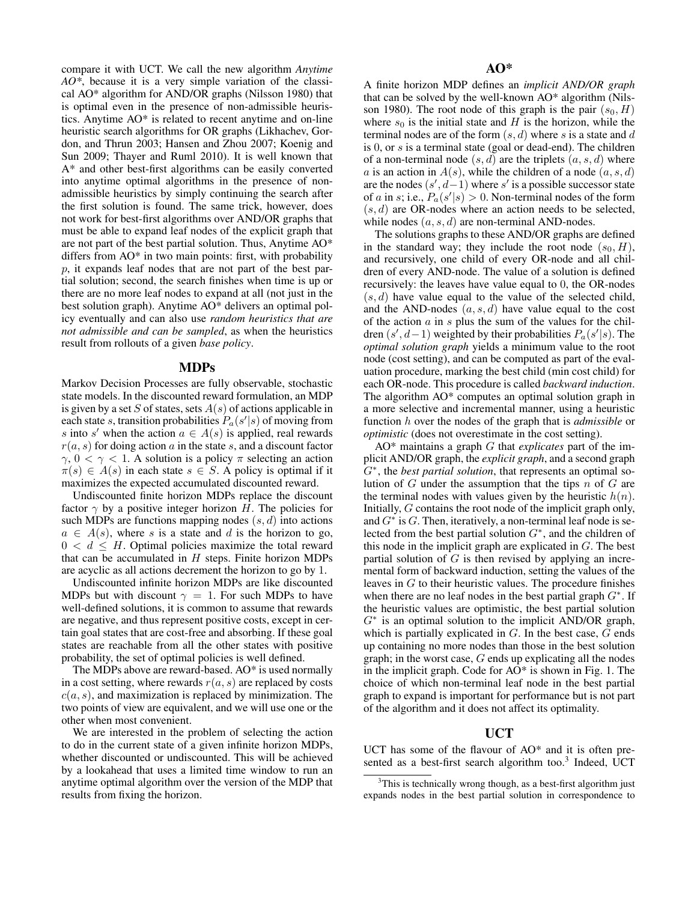compare it with UCT. We call the new algorithm *Anytime AO**, because it is a very simple variation of the classical AO* algorithm for AND/OR graphs (Nilsson 1980) that is optimal even in the presence of non-admissible heuristics. Anytime AO* is related to recent anytime and on-line heuristic search algorithms for OR graphs (Likhachev, Gordon, and Thrun 2003; Hansen and Zhou 2007; Koenig and Sun 2009; Thayer and Ruml 2010). It is well known that A* and other best-first algorithms can be easily converted into anytime optimal algorithms in the presence of non-admissible heuristics by simply continuing the search after the first solution is found. The same trick, however, does not work for best-first algorithms over AND/OR graphs that must be able to expand leaf nodes of the explicit graph that are not part of the best partial solution. Thus, Anytime AO* differs from AO* in two main points: first, with probability $p$, it expands leaf nodes that are not part of the best partial solution; second, the search finishes when time is up or there are no more leaf nodes to expand at all (not just in the best solution graph). Anytime AO* delivers an optimal policy eventually and can also use *random heuristics that are not admissible and can be sampled*, as when the heuristics result from rollouts of a given *base policy*.

## MDPs

Markov Decision Processes are fully observable, stochastic state models. In the discounted reward formulation, an MDP is given by a set $S$ of states, sets $A(s)$ of actions applicable in each state $s$, transition probabilities $P_a(s'|s)$ of moving from $s$ into $s'$ when the action $a \in A(s)$ is applied, real rewards $r(a, s)$ for doing action $a$ in the state $s$, and a discount factor $\gamma$, $0 < \gamma < 1$. A solution is a policy $\pi$ selecting an action $\pi(s) \in A(s)$ in each state $s \in S$. A policy is optimal if it maximizes the expected accumulated discounted reward.

Undiscounted finite horizon MDPs replace the discount factor $\gamma$ by a positive integer horizon $H$. The policies for such MDPs are functions mapping nodes $(s, d)$ into actions $a \in A(s)$, where $s$ is a state and $d$ is the horizon to go, $0 < d \leq H$. Optimal policies maximize the total reward that can be accumulated in $H$ steps. Finite horizon MDPs are acyclic as all actions decrement the horizon to go by 1.

Undiscounted infinite horizon MDPs are like discounted MDPs but with discount $\gamma = 1$. For such MDPs to have well-defined solutions, it is common to assume that rewards are negative, and thus represent positive costs, except in certain goal states that are cost-free and absorbing. If these goal states are reachable from all the other states with positive probability, the set of optimal policies is well defined.

The MDPs above are reward-based. AO* is used normally in a cost setting, where rewards $r(a, s)$ are replaced by costs $c(a, s)$, and maximization is replaced by minimization. The two points of view are equivalent, and we will use one or the other when most convenient.

We are interested in the problem of selecting the action to do in the current state of a given infinite horizon MDPs, whether discounted or undiscounted. This will be achieved by a lookahead that uses a limited time window to run an anytime optimal algorithm over the version of the MDP that results from fixing the horizon.

## AO*

A finite horizon MDP defines an *implicit AND/OR graph* that can be solved by the well-known AO* algorithm (Nilsson 1980). The root node of this graph is the pair $(s_0, H)$ where $s_0$ is the initial state and $H$ is the horizon, while the terminal nodes are of the form $(s, d)$ where $s$ is a state and $d$ is 0, or $s$ is a terminal state (goal or dead-end). The children of a non-terminal node $(s, d)$ are the triplets $(a, s, d)$ where $a$ is an action in $A(s)$, while the children of a node $(a, s, d)$ are the nodes $(s', d-1)$ where $s'$ is a possible successor state of $a$ in $s$; i.e., $P_a(s'|s) > 0$. Non-terminal nodes of the form $(s, d)$ are OR-nodes where an action needs to be selected, while nodes $(a, s, d)$ are non-terminal AND-nodes.

The solutions graphs to these AND/OR graphs are defined in the standard way; they include the root node $(s_0, H)$, and recursively, one child of every OR-node and all children of every AND-node. The value of a solution is defined recursively: the leaves have value equal to 0, the OR-nodes $(s, d)$ have value equal to the value of the selected child, and the AND-nodes $(a, s, d)$ have value equal to the cost of the action $a$ in $s$ plus the sum of the values for the children $(s', d-1)$ weighted by their probabilities $P_a(s'|s)$. The *optimal solution graph* yields a minimum value to the root node (cost setting), and can be computed as part of the evaluation procedure, marking the best child (min cost child) for each OR-node. This procedure is called *backward induction*. The algorithm AO* computes an optimal solution graph in a more selective and incremental manner, using a heuristic function $h$ over the nodes of the graph that is *admissible* or *optimistic* (does not overestimate in the cost setting).

AO* maintains a graph $G$ that *explicates* part of the implicit AND/OR graph, the *explicit graph*, and a second graph $G^*$, the *best partial solution*, that represents an optimal solution of $G$ under the assumption that the tips $n$ of $G$ are the terminal nodes with values given by the heuristic $h(n)$. Initially, $G$ contains the root node of the implicit graph only, and $G^*$ is $G$. Then, iteratively, a non-terminal leaf node is selected from the best partial solution $G^*$, and the children of this node in the implicit graph are explicated in $G$. The best partial solution of $G$ is then revised by applying an incremental form of backward induction, setting the values of the leaves in $G$ to their heuristic values. The procedure finishes when there are no leaf nodes in the best partial graph $G^*$. If the heuristic values are optimistic, the best partial solution $G^*$ is an optimal solution to the implicit AND/OR graph, which is partially explicated in $G$. In the best case, $G$ ends up containing no more nodes than those in the best solution graph; in the worst case, $G$ ends up explicating all the nodes in the implicit graph. Code for AO* is shown in Fig. 1. The choice of which non-terminal leaf node in the best partial graph to expand is important for performance but is not part of the algorithm and it does not affect its optimality.

## UCT

UCT has some of the flavour of AO* and it is often presented as a best-first search algorithm too.[3] Indeed, UCT

[3]This is technically wrong though, as a best-first algorithm just expands nodes in the best partial solution in correspondence to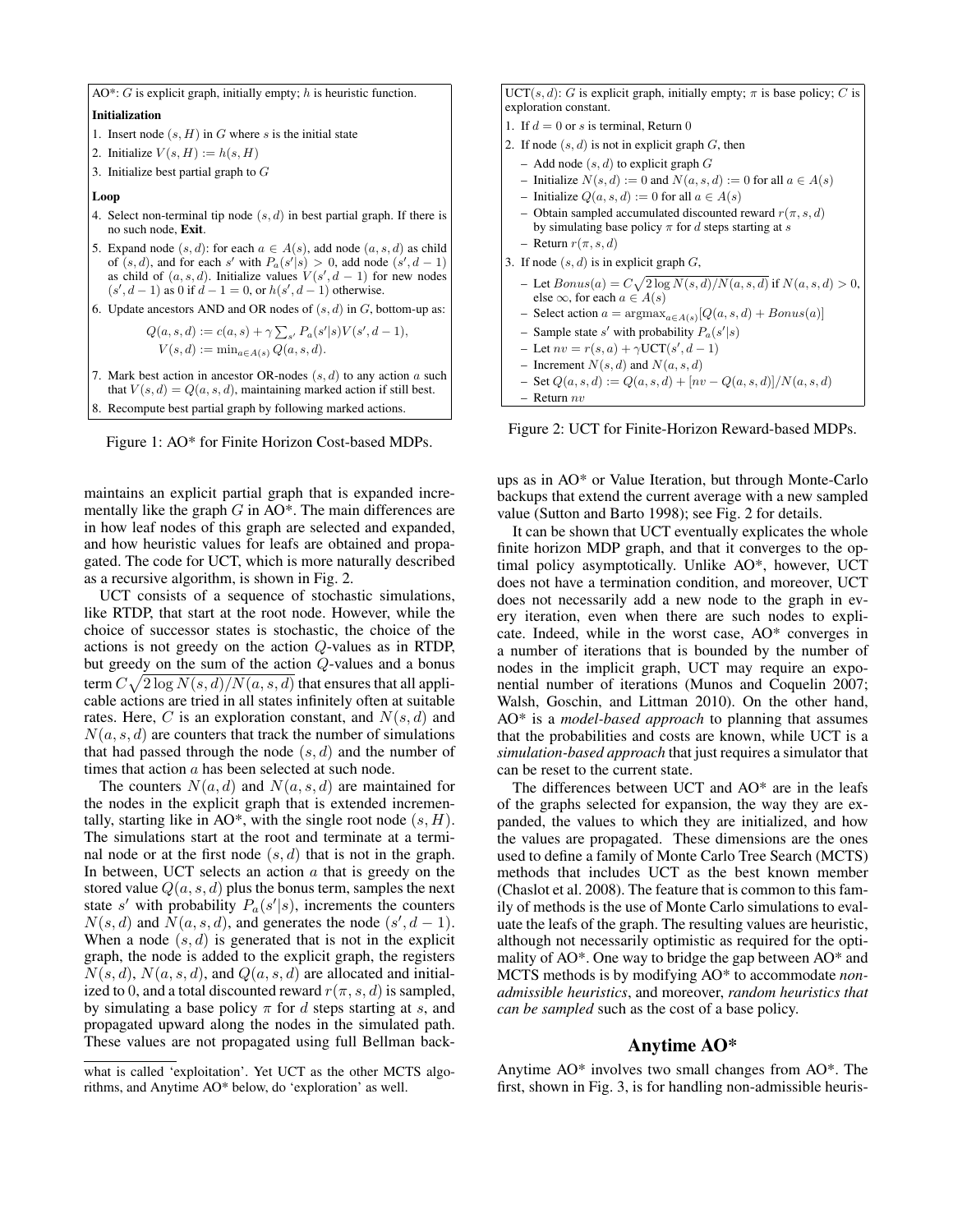AO*: $G$ is explicit graph, initially empty; $h$ is heuristic function.

**Initialization**

1. Insert node $(s, H)$ in $G$ where $s$ is the initial state
2. Initialize $V(s, H) := h(s, H)$
3. Initialize best partial graph to $G$

**Loop**

4. Select non-terminal tip node $(s, d)$ in best partial graph. If there is no such node, **Exit**.
5. Expand node $(s, d)$: for each $a \in A(s)$, add node $(a, s, d)$ as child of $(s, d)$, and for each $s'$ with $P_a(s'|s) > 0$, add node $(s', d-1)$ as child of $(a, s, d)$. Initialize values $V(s', d-1)$ for new nodes $(s', d-1)$ as 0 if $d - 1 = 0$, or $h(s', d-1)$ otherwise.
6. Update ancestors AND and OR nodes of $(s, d)$ in $G$, bottom-up as:
$$Q(a, s, d) := c(a, s) + \gamma \sum_{s'} P_a(s'|s) V(s', d-1),$$
$$V(s, d) := \min_{a \in A(s)} Q(a, s, d).$$
7. Mark best action in ancestor OR-nodes $(s, d)$ to any action $a$ such that $V(s, d) = Q(a, s, d)$, maintaining marked action if still best.
8. Recompute best partial graph by following marked actions.

Figure 1: AO* for Finite Horizon Cost-based MDPs.

UCT$(s, d)$: $G$ is explicit graph, initially empty; $\pi$ is base policy; $C$ is exploration constant.

1. If $d = 0$ or $s$ is terminal, Return 0
2. If node $(s, d)$ is not in explicit graph $G$, then
   - Add node $(s, d)$ to explicit graph $G$
   - Initialize $N(s, d) := 0$ and $N(a, s, d) := 0$ for all $a \in A(s)$
   - Initialize $Q(a, s, d) := 0$ for all $a \in A(s)$
   - Obtain sampled accumulated discounted reward $r(\pi, s, d)$ by simulating base policy $\pi$ for $d$ steps starting at $s$
   - Return $r(\pi, s, d)$
3. If node $(s, d)$ is in explicit graph $G$,
   - Let $Bonus(a) = C\sqrt{2 \log N(s, d)/N(a, s, d)}$ if $N(a, s, d) > 0$, else $\infty$, for each $a \in A(s)$
   - Select action $a = \text{argmax}_{a \in A(s)}[Q(a, s, d) + Bonus(a)]$
   - Sample state $s'$ with probability $P_a(s'|s)$
   - Let $nv = r(s, a) + \gamma \text{UCT}(s', d-1)$
   - Increment $N(s, d)$ and $N(a, s, d)$
   - Set $Q(a, s, d) := Q(a, s, d) + [nv - Q(a, s, d)]/N(a, s, d)$
   - Return $nv$

Figure 2: UCT for Finite-Horizon Reward-based MDPs.

maintains an explicit partial graph that is expanded incrementally like the graph $G$ in AO*. The main differences are in how leaf nodes of this graph are selected and expanded, and how heuristic values for leafs are obtained and propagated. The code for UCT, which is more naturally described as a recursive algorithm, is shown in Fig. 2.

UCT consists of a sequence of stochastic simulations, like RTDP, that start at the root node. However, while the choice of successor states is stochastic, the choice of the actions is not greedy on the action $Q$-values as in RTDP, but greedy on the sum of the action $Q$-values and a bonus term $C\sqrt{2 \log N(s, d)/N(a, s, d)}$ that ensures that all applicable actions are tried in all states infinitely often at suitable rates. Here, $C$ is an exploration constant, and $N(s, d)$ and $N(a, s, d)$ are counters that track the number of simulations that had passed through the node $(s, d)$ and the number of times that action $a$ has been selected at such node.

The counters $N(a, d)$ and $N(a, s, d)$ are maintained for the nodes in the explicit graph that is extended incrementally, starting like in AO*, with the single root node $(s, H)$. The simulations start at the root and terminate at a terminal node or at the first node $(s, d)$ that is not in the graph. In between, UCT selects an action $a$ that is greedy on the stored value $Q(a, s, d)$ plus the bonus term, samples the next state $s'$ with probability $P_a(s'|s)$, increments the counters $N(s, d)$ and $N(a, s, d)$, and generates the node $(s', d-1)$. When a node $(s, d)$ is generated that is not in the explicit graph, the node is added to the explicit graph, the registers $N(s, d)$, $N(a, s, d)$, and $Q(a, s, d)$ are allocated and initialized to 0, and a total discounted reward $r(\pi, s, d)$ is sampled, by simulating a base policy $\pi$ for $d$ steps starting at $s$, and propagated upward along the nodes in the simulated path. These values are not propagated using full Bellman backups as in AO* or Value Iteration, but through Monte-Carlo backups that extend the current average with a new sampled value (Sutton and Barto 1998); see Fig. 2 for details.

It can be shown that UCT eventually explicates the whole finite horizon MDP graph, and that it converges to the optimal policy asymptotically. Unlike AO*, however, UCT does not have a termination condition, and moreover, UCT does not necessarily add a new node to the graph in every iteration, even when there are such nodes to explicate. Indeed, while in the worst case, AO* converges in a number of iterations that is bounded by the number of nodes in the implicit graph, UCT may require an exponential number of iterations (Munos and Coquelin 2007; Walsh, Goschin, and Littman 2010). On the other hand, AO* is a *model-based approach* to planning that assumes that the probabilities and costs are known, while UCT is a *simulation-based approach* that just requires a simulator that can be reset to the current state.

The differences between UCT and AO* are in the leafs of the graphs selected for expansion, the way they are expanded, the values to which they are initialized, and how the values are propagated. These dimensions are the ones used to define a family of Monte Carlo Tree Search (MCTS) methods that includes UCT as the best known member (Chaslot et al. 2008). The feature that is common to this family of methods is the use of Monte Carlo simulations to evaluate the leafs of the graph. The resulting values are heuristic, although not necessarily optimistic as required for the optimality of AO*. One way to bridge the gap between AO* and MCTS methods is by modifying AO* to accommodate *non-admissible heuristics*, and moreover, *random heuristics that can be sampled* such as the cost of a base policy.

## Anytime AO*

Anytime AO* involves two small changes from AO*. The first, shown in Fig. 3, is for handling non-admissible heuris-

---

what is called 'exploitation'. Yet UCT as the other MCTS algorithms, and Anytime AO* below, do 'exploration' as well.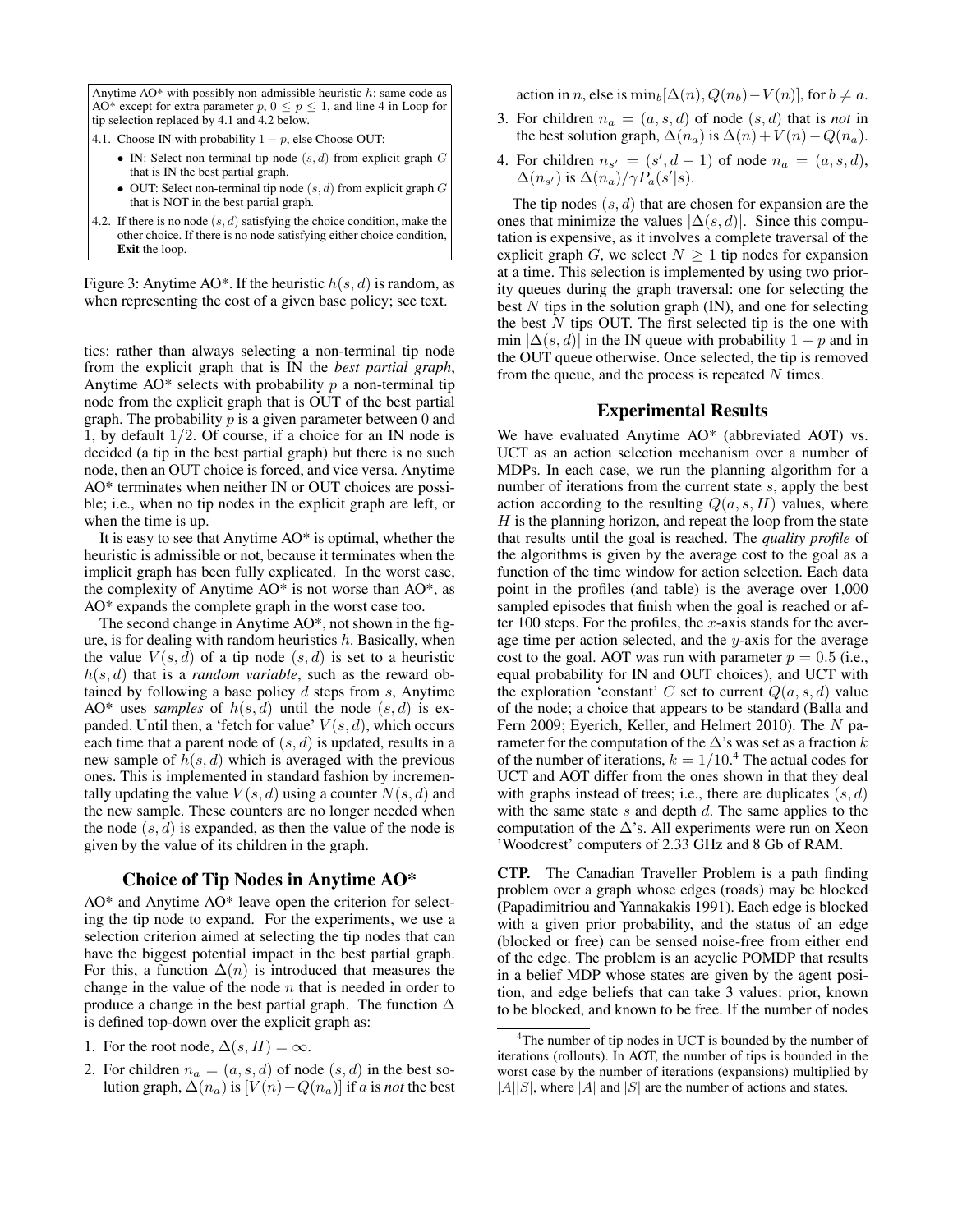Anytime AO* with possibly non-admissible heuristic $h$: same code as AO* except for extra parameter $p$, $0 \leq p \leq 1$, and line 4 in Loop for tip selection replaced by 4.1 and 4.2 below.

4.1. Choose IN with probability $1 - p$, else Choose OUT:

- IN: Select non-terminal tip node $(s, d)$ from explicit graph $G$ that is IN the best partial graph.
- OUT: Select non-terminal tip node $(s, d)$ from explicit graph $G$ that is NOT in the best partial graph.

4.2. If there is no node $(s, d)$ satisfying the choice condition, make the other choice. If there is no node satisfying either choice condition, **Exit** the loop.

Figure 3: Anytime AO*. If the heuristic $h(s, d)$ is random, as when representing the cost of a given base policy; see text.

tics: rather than always selecting a non-terminal tip node from the explicit graph that is IN the *best partial graph*, Anytime AO* selects with probability $p$ a non-terminal tip node from the explicit graph that is OUT of the best partial graph. The probability $p$ is a given parameter between 0 and 1, by default $1/2$. Of course, if a choice for an IN node is decided (a tip in the best partial graph) but there is no such node, then an OUT choice is forced, and vice versa. Anytime AO* terminates when neither IN or OUT choices are possible; i.e., when no tip nodes in the explicit graph are left, or when the time is up.

It is easy to see that Anytime AO* is optimal, whether the heuristic is admissible or not, because it terminates when the implicit graph has been fully explicated. In the worst case, the complexity of Anytime AO* is not worse than AO*, as AO* expands the complete graph in the worst case too.

The second change in Anytime AO*, not shown in the figure, is for dealing with random heuristics $h$. Basically, when the value $V(s, d)$ of a tip node $(s, d)$ is set to a heuristic $h(s, d)$ that is a *random variable*, such as the reward obtained by following a base policy $d$ steps from $s$, Anytime AO* uses *samples* of $h(s, d)$ until the node $(s, d)$ is expanded. Until then, a 'fetch for value' $V(s, d)$, which occurs each time that a parent node of $(s, d)$ is updated, results in a new sample of $h(s, d)$ which is averaged with the previous ones. This is implemented in standard fashion by incrementally updating the value $V(s, d)$ using a counter $N(s, d)$ and the new sample. These counters are no longer needed when the node $(s, d)$ is expanded, as then the value of the node is given by the value of its children in the graph.

## Choice of Tip Nodes in Anytime AO*

AO* and Anytime AO* leave open the criterion for selecting the tip node to expand. For the experiments, we use a selection criterion aimed at selecting the tip nodes that can have the biggest potential impact in the best partial graph. For this, a function $\Delta(n)$ is introduced that measures the change in the value of the node $n$ that is needed in order to produce a change in the best partial graph. The function $\Delta$ is defined top-down over the explicit graph as:

1. For the root node, $\Delta(s, H) = \infty$.
2. For children $n_a = (a, s, d)$ of node $(s, d)$ in the best solution graph, $\Delta(n_a)$ is $[V(n) - Q(n_a)]$ if $a$ is *not* the best action in $n$, else is $\min_b[\Delta(n), Q(n_b) - V(n)]$, for $b \neq a$.
3. For children $n_a = (a, s, d)$ of node $(s, d)$ that is *not* in the best solution graph, $\Delta(n_a)$ is $\Delta(n) + V(n) - Q(n_a)$.
4. For children $n_{s'} = (s', d-1)$ of node $n_a = (a, s, d)$, $\Delta(n_{s'})$ is $\Delta(n_a)/\gamma P_a(s'|s)$.

The tip nodes $(s, d)$ that are chosen for expansion are the ones that minimize the values $|\Delta(s, d)|$. Since this computation is expensive, as it involves a complete traversal of the explicit graph $G$, we select $N \geq 1$ tip nodes for expansion at a time. This selection is implemented by using two priority queues during the graph traversal: one for selecting the best $N$ tips in the solution graph (IN), and one for selecting the best $N$ tips OUT. The first selected tip is the one with min $|\Delta(s, d)|$ in the IN queue with probability $1 - p$ and in the OUT queue otherwise. Once selected, the tip is removed from the queue, and the process is repeated $N$ times.

## Experimental Results

We have evaluated Anytime AO* (abbreviated AOT) vs. UCT as an action selection mechanism over a number of MDPs. In each case, we run the planning algorithm for a number of iterations from the current state $s$, apply the best action according to the resulting $Q(a, s, H)$ values, where $H$ is the planning horizon, and repeat the loop from the state that results until the goal is reached. The *quality profile* of the algorithms is given by the average cost to the goal as a function of the time window for action selection. Each data point in the profiles (and table) is the average over 1,000 sampled episodes that finish when the goal is reached or after 100 steps. For the profiles, the $x$-axis stands for the average time per action selected, and the $y$-axis for the average cost to the goal. AOT was run with parameter $p = 0.5$ (i.e., equal probability for IN and OUT choices), and UCT with the exploration 'constant' $C$ set to current $Q(a, s, d)$ value of the node; a choice that appears to be standard (Balla and Fern 2009; Eyerich, Keller, and Helmert 2010). The $N$ parameter for the computation of the $\Delta$'s was set as a fraction $k$ of the number of iterations, $k = 1/10$.[4] The actual codes for UCT and AOT differ from the ones shown in that they deal with graphs instead of trees; i.e., there are duplicates $(s, d)$ with the same state $s$ and depth $d$. The same applies to the computation of the $\Delta$'s. All experiments were run on Xeon 'Woodcrest' computers of 2.33 GHz and 8 Gb of RAM.

**CTP.** The Canadian Traveller Problem is a path finding problem over a graph whose edges (roads) may be blocked (Papadimitriou and Yannakakis 1991). Each edge is blocked with a given prior probability, and the status of an edge (blocked or free) can be sensed noise-free from either end of the edge. The problem is an acyclic POMDP that results in a belief MDP whose states are given by the agent position, and edge beliefs that can take 3 values: prior, known to be blocked, and known to be free. If the number of nodes

[4] The number of tip nodes in UCT is bounded by the number of iterations (rollouts). In AOT, the number of tips is bounded in the worst case by the number of iterations (expansions) multiplied by $|A||S|$, where $|A|$ and $|S|$ are the number of actions and states.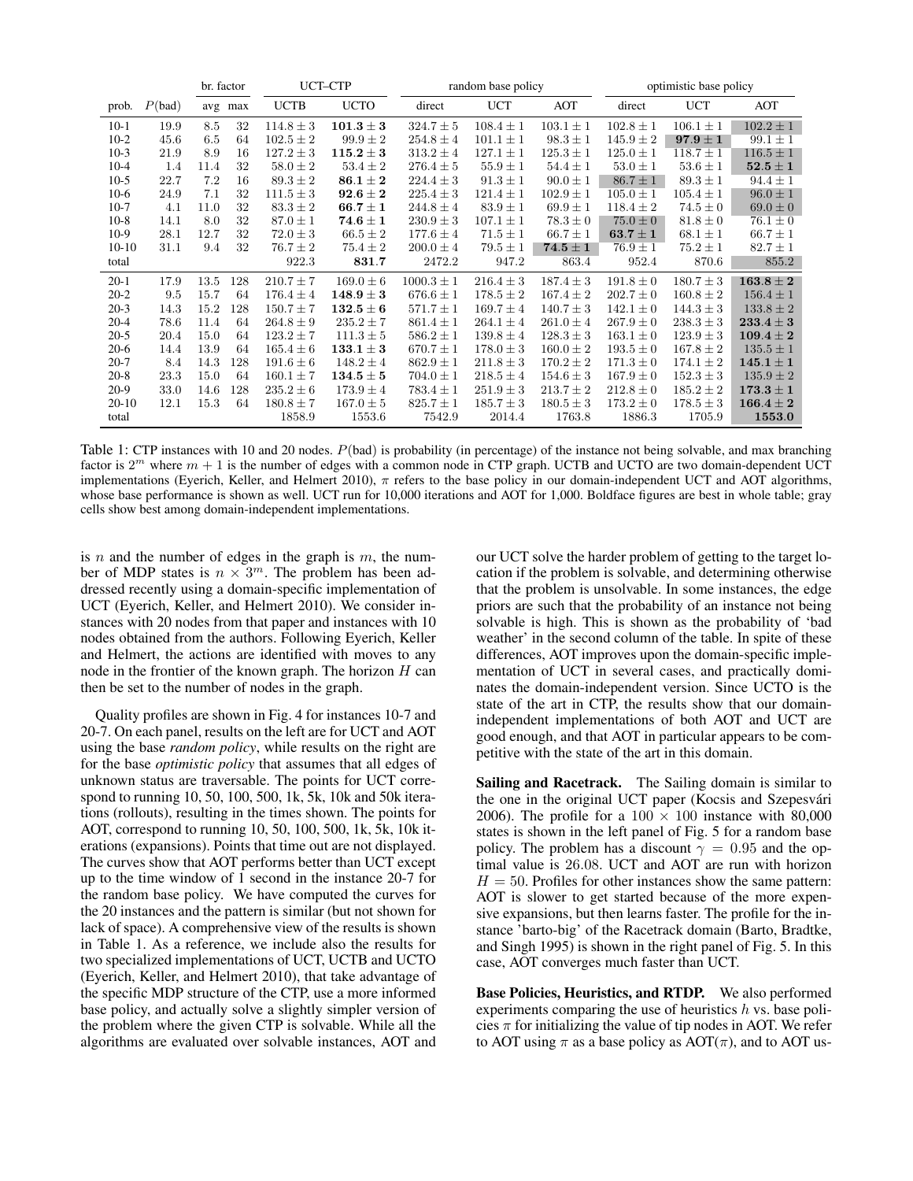| prob. | $P$(bad) | br. factor avg | br. factor max | UCT–CTP UCTB | UCT–CTP UCTO | random base policy direct | random base policy UCT | random base policy AOT | optimistic base policy direct | optimistic base policy UCT | optimistic base policy AOT |
|---|---|---|---|---|---|---|---|---|---|---|---|
| 10-1 | 19.9 | 8.5 | 32 | $114.8 \pm 3$ | $\mathbf{101.3 \pm 3}$ | $324.7 \pm 5$ | $108.4 \pm 1$ | $103.1 \pm 1$ | $102.8 \pm 1$ | $106.1 \pm 1$ | $102.2 \pm 1$ |
| 10-2 | 45.6 | 6.5 | 64 | $102.5 \pm 2$ | $99.9 \pm 2$ | $254.8 \pm 4$ | $101.1 \pm 1$ | $98.3 \pm 1$ | $145.9 \pm 2$ | $\mathbf{97.9 \pm 1}$ | $99.1 \pm 1$ |
| 10-3 | 21.9 | 8.9 | 16 | $127.2 \pm 3$ | $\mathbf{115.2 \pm 3}$ | $313.2 \pm 4$ | $127.1 \pm 1$ | $125.3 \pm 1$ | $125.0 \pm 1$ | $118.7 \pm 1$ | $116.5 \pm 1$ |
| 10-4 | 1.4 | 11.4 | 32 | $58.0 \pm 2$ | $53.4 \pm 2$ | $276.4 \pm 5$ | $55.9 \pm 1$ | $54.4 \pm 1$ | $53.0 \pm 1$ | $53.6 \pm 1$ | $\mathbf{52.5 \pm 1}$ |
| 10-5 | 22.7 | 7.2 | 16 | $89.3 \pm 2$ | $\mathbf{86.1 \pm 2}$ | $224.4 \pm 3$ | $91.3 \pm 1$ | $90.0 \pm 1$ | $86.7 \pm 1$ | $89.3 \pm 1$ | $94.4 \pm 1$ |
| 10-6 | 24.9 | 7.1 | 32 | $111.5 \pm 3$ | $\mathbf{92.6 \pm 2}$ | $225.4 \pm 3$ | $121.4 \pm 1$ | $102.9 \pm 1$ | $105.0 \pm 1$ | $105.4 \pm 1$ | $96.0 \pm 1$ |
| 10-7 | 4.1 | 11.0 | 32 | $83.3 \pm 2$ | $\mathbf{66.7 \pm 1}$ | $244.8 \pm 4$ | $83.9 \pm 1$ | $69.9 \pm 1$ | $118.4 \pm 2$ | $74.5 \pm 0$ | $69.0 \pm 0$ |
| 10-8 | 14.1 | 8.0 | 32 | $87.0 \pm 1$ | $\mathbf{74.6 \pm 1}$ | $230.9 \pm 3$ | $107.1 \pm 1$ | $78.3 \pm 0$ | $75.0 \pm 0$ | $81.8 \pm 0$ | $76.1 \pm 0$ |
| 10-9 | 28.1 | 12.7 | 32 | $72.0 \pm 3$ | $66.5 \pm 2$ | $177.6 \pm 4$ | $71.5 \pm 1$ | $66.7 \pm 1$ | $\mathbf{63.7 \pm 1}$ | $68.1 \pm 1$ | $66.7 \pm 1$ |
| 10-10 | 31.1 | 9.4 | 32 | $76.7 \pm 2$ | $75.4 \pm 2$ | $200.0 \pm 4$ | $79.5 \pm 1$ | $\mathbf{74.5 \pm 1}$ | $76.9 \pm 1$ | $75.2 \pm 1$ | $82.7 \pm 1$ |
| total | | | | 922.3 | **831.7** | 2472.2 | 947.2 | 863.4 | 952.4 | 870.6 | 855.2 |
| 20-1 | 17.9 | 13.5 | 128 | $210.7 \pm 7$ | $169.0 \pm 6$ | $1000.3 \pm 1$ | $216.4 \pm 3$ | $187.4 \pm 3$ | $191.8 \pm 0$ | $180.7 \pm 3$ | $\mathbf{163.8 \pm 2}$ |
| 20-2 | 9.5 | 15.7 | 64 | $176.4 \pm 4$ | $\mathbf{148.9 \pm 3}$ | $676.6 \pm 1$ | $178.5 \pm 2$ | $167.4 \pm 2$ | $202.7 \pm 0$ | $160.8 \pm 2$ | $156.4 \pm 1$ |
| 20-3 | 14.3 | 15.2 | 128 | $150.7 \pm 7$ | $\mathbf{132.5 \pm 6}$ | $571.7 \pm 1$ | $169.7 \pm 4$ | $140.7 \pm 3$ | $142.1 \pm 0$ | $144.3 \pm 3$ | $133.8 \pm 2$ |
| 20-4 | 78.6 | 11.4 | 64 | $264.8 \pm 9$ | $235.2 \pm 7$ | $861.4 \pm 1$ | $264.1 \pm 4$ | $261.0 \pm 4$ | $267.9 \pm 0$ | $238.3 \pm 3$ | $\mathbf{233.4 \pm 3}$ |
| 20-5 | 20.4 | 15.0 | 64 | $123.2 \pm 7$ | $111.3 \pm 5$ | $586.2 \pm 1$ | $139.8 \pm 4$ | $128.3 \pm 3$ | $163.1 \pm 0$ | $123.9 \pm 3$ | $\mathbf{109.4 \pm 2}$ |
| 20-6 | 14.4 | 13.9 | 64 | $165.4 \pm 6$ | $\mathbf{133.1 \pm 3}$ | $670.7 \pm 1$ | $178.0 \pm 3$ | $160.0 \pm 2$ | $193.5 \pm 0$ | $167.8 \pm 2$ | $135.5 \pm 1$ |
| 20-7 | 8.4 | 14.3 | 128 | $191.6 \pm 6$ | $148.2 \pm 4$ | $862.9 \pm 1$ | $211.8 \pm 3$ | $170.2 \pm 2$ | $171.3 \pm 0$ | $174.1 \pm 2$ | $\mathbf{145.1 \pm 1}$ |
| 20-8 | 23.3 | 15.0 | 64 | $160.1 \pm 7$ | $\mathbf{134.5 \pm 5}$ | $704.0 \pm 1$ | $218.5 \pm 4$ | $154.6 \pm 3$ | $167.9 \pm 0$ | $152.3 \pm 3$ | $135.9 \pm 2$ |
| 20-9 | 33.0 | 14.6 | 128 | $235.2 \pm 6$ | $173.9 \pm 4$ | $783.4 \pm 1$ | $251.9 \pm 3$ | $213.7 \pm 2$ | $212.8 \pm 0$ | $185.2 \pm 2$ | $\mathbf{173.3 \pm 1}$ |
| 20-10 | 12.1 | 15.3 | 64 | $180.8 \pm 7$ | $167.0 \pm 5$ | $825.7 \pm 1$ | $185.7 \pm 3$ | $180.5 \pm 3$ | $173.2 \pm 0$ | $178.5 \pm 3$ | $\mathbf{166.4 \pm 2}$ |
| total | | | | 1858.9 | 1553.6 | 7542.9 | 2014.4 | 1763.8 | 1886.3 | 1705.9 | **1553.0** |

Table 1: CTP instances with 10 and 20 nodes. $P$(bad) is probability (in percentage) of the instance not being solvable, and max branching factor is $2^m$ where $m + 1$ is the number of edges with a common node in CTP graph. UCTB and UCTO are two domain-dependent UCT implementations (Eyerich, Keller, and Helmert 2010), $\pi$ refers to the base policy in our domain-independent UCT and AOT algorithms, whose base performance is shown as well. UCT run for 10,000 iterations and AOT for 1,000. Boldface figures are best in whole table; gray cells show best among domain-independent implementations.

is $n$ and the number of edges in the graph is $m$, the number of MDP states is $n \times 3^m$. The problem has been addressed recently using a domain-specific implementation of UCT (Eyerich, Keller, and Helmert 2010). We consider instances with 20 nodes from that paper and instances with 10 nodes obtained from the authors. Following Eyerich, Keller and Helmert, the actions are identified with moves to any node in the frontier of the known graph. The horizon $H$ can then be set to the number of nodes in the graph.

Quality profiles are shown in Fig. 4 for instances 10-7 and 20-7. On each panel, results on the left are for UCT and AOT using the base *random policy*, while results on the right are for the base *optimistic policy* that assumes that all edges of unknown status are traversable. The points for UCT correspond to running 10, 50, 100, 500, 1k, 5k, 10k and 50k iterations (rollouts), resulting in the times shown. The points for AOT, correspond to running 10, 50, 100, 500, 1k, 5k, 10k iterations (expansions). Points that time out are not displayed. The curves show that AOT performs better than UCT except up to the time window of 1 second in the instance 20-7 for the random base policy. We have computed the curves for the 20 instances and the pattern is similar (but not shown for lack of space). A comprehensive view of the results is shown in Table 1. As a reference, we include also the results for two specialized implementations of UCT, UCTB and UCTO (Eyerich, Keller, and Helmert 2010), that take advantage of the specific MDP structure of the CTP, use a more informed base policy, and actually solve a slightly simpler version of the problem where the given CTP is solvable. While all the algorithms are evaluated over solvable instances, AOT and our UCT solve the harder problem of getting to the target location if the problem is solvable, and determining otherwise that the problem is unsolvable. In some instances, the edge priors are such that the probability of an instance not being solvable is high. This is shown as the probability of 'bad weather' in the second column of the table. In spite of these differences, AOT improves upon the domain-specific implementation of UCT in several cases, and practically dominates the domain-independent version. Since UCTO is the state of the art in CTP, the results show that our domain-independent implementations of both AOT and UCT are good enough, and that AOT in particular appears to be competitive with the state of the art in this domain.

**Sailing and Racetrack.** The Sailing domain is similar to the one in the original UCT paper (Kocsis and Szepesvári 2006). The profile for a $100 \times 100$ instance with 80,000 states is shown in the left panel of Fig. 5 for a random base policy. The problem has a discount $\gamma = 0.95$ and the optimal value is 26.08. UCT and AOT are run with horizon $H = 50$. Profiles for other instances show the same pattern: AOT is slower to get started because of the more expensive expansions, but then learns faster. The profile for the instance 'barto-big' of the Racetrack domain (Barto, Bradtke, and Singh 1995) is shown in the right panel of Fig. 5. In this case, AOT converges much faster than UCT.

**Base Policies, Heuristics, and RTDP.** We also performed experiments comparing the use of heuristics $h$ vs. base policies $\pi$ for initializing the value of tip nodes in AOT. We refer to AOT using $\pi$ as a base policy as AOT($\pi$), and to AOT us-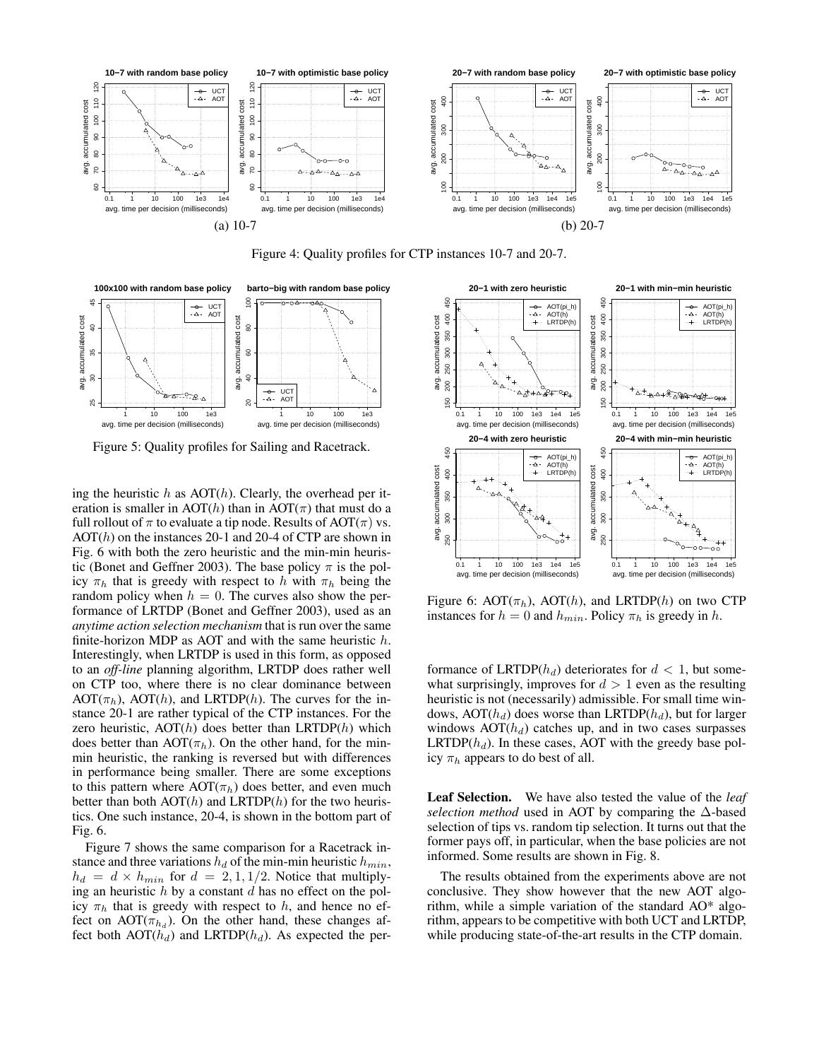(a) 10-7

(b) 20-7

Figure 4: Quality profiles for CTP instances 10-7 and 20-7.

Figure 5: Quality profiles for Sailing and Racetrack.

Figure 6: AOT($\pi_h$), AOT($h$), and LRTDP($h$) on two CTP instances for $h = 0$ and $h_{min}$. Policy $\pi_h$ is greedy in $h$.

ing the heuristic $h$ as AOT($h$). Clearly, the overhead per iteration is smaller in AOT($h$) than in AOT($\pi$) that must do a full rollout of $\pi$ to evaluate a tip node. Results of AOT($\pi$) vs. AOT($h$) on the instances 20-1 and 20-4 of CTP are shown in Fig. 6 with both the zero heuristic and the min-min heuristic (Bonet and Geffner 2003). The base policy $\pi$ is the policy $\pi_h$ that is greedy with respect to $h$ with $\pi_h$ being the random policy when $h = 0$. The curves also show the performance of LRTDP (Bonet and Geffner 2003), used as an *anytime action selection mechanism* that is run over the same finite-horizon MDP as AOT and with the same heuristic $h$. Interestingly, when LRTDP is used in this form, as opposed to an *off-line* planning algorithm, LRTDP does rather well on CTP too, where there is no clear dominance between AOT($\pi_h$), AOT($h$), and LRTDP($h$). The curves for the instance 20-1 are rather typical of the CTP instances. For the zero heuristic, AOT($h$) does better than LRTDP($h$) which does better than AOT($\pi_h$). On the other hand, for the min-min heuristic, the ranking is reversed but with differences in performance being smaller. There are some exceptions to this pattern where AOT($\pi_h$) does better, and even much better than both AOT($h$) and LRTDP($h$) for the two heuristics. One such instance, 20-4, is shown in the bottom part of Fig. 6.

Figure 7 shows the same comparison for a Racetrack instance and three variations $h_d$ of the min-min heuristic $h_{min}$, $h_d = d \times h_{min}$ for $d = 2, 1, 1/2$. Notice that multiplying an heuristic $h$ by a constant $d$ has no effect on the policy $\pi_h$ that is greedy with respect to $h$, and hence no effect on AOT($\pi_{h_d}$). On the other hand, these changes affect both AOT($h_d$) and LRTDP($h_d$). As expected the performance of LRTDP($h_d$) deteriorates for $d < 1$, but somewhat surprisingly, improves for $d > 1$ even as the resulting heuristic is not (necessarily) admissible. For small time windows, AOT($h_d$) does worse than LRTDP($h_d$), but for larger windows AOT($h_d$) catches up, and in two cases surpasses LRTDP($h_d$). In these cases, AOT with the greedy base policy $\pi_h$ appears to do best of all.

**Leaf Selection.** We have also tested the value of the *leaf selection method* used in AOT by comparing the $\Delta$-based selection of tips vs. random tip selection. It turns out that the former pays off, in particular, when the base policies are not informed. Some results are shown in Fig. 8.

The results obtained from the experiments above are not conclusive. They show however that the new AOT algorithm, while a simple variation of the standard AO* algorithm, appears to be competitive with both UCT and LRTDP, while producing state-of-the-art results in the CTP domain.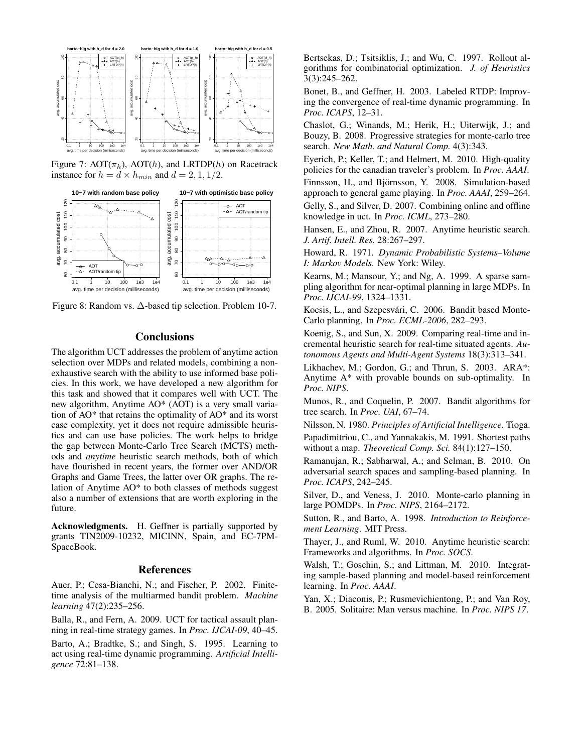barto–big with h_d for d = 2.0

AOT(pi_h)
AOT(h)
LRTDP(h)

avg. accumulated cost

avg. time per decision (milliseconds)

barto–big with h_d for d = 1.0

AOT(pi_h)
AOT(h)
LRTDP(h)

avg. accumulated cost

avg. time per decision (milliseconds)

barto–big with h_d for d = 0.5

AOT(pi_h)
AOT(h)
LRTDP(h)

avg. accumulated cost

avg. time per decision (milliseconds)

Figure 7: AOT($\pi_h$), AOT($h$), and LRTDP($h$) on Racetrack instance for $h = d \times h_{min}$ and $d = 2, 1, 1/2$.

10–7 with random base policy

avg. accumulated cost

AOT
AOT/random tip

avg. time per decision (milliseconds)

10–7 with optimistic base policy

avg. accumulated cost

AOT
AOT/random tip

avg. time per decision (milliseconds)

Figure 8: Random vs. $\Delta$-based tip selection. Problem 10-7.

## Conclusions

The algorithm UCT addresses the problem of anytime action selection over MDPs and related models, combining a non-exhaustive search with the ability to use informed base policies. In this work, we have developed a new algorithm for this task and showed that it compares well with UCT. The new algorithm, Anytime AO* (AOT) is a very small variation of AO* that retains the optimality of AO* and its worst case complexity, yet it does not require admissible heuristics and can use base policies. The work helps to bridge the gap between Monte-Carlo Tree Search (MCTS) methods and *anytime* heuristic search methods, both of which have flourished in recent years, the former over AND/OR Graphs and Game Trees, the latter over OR graphs. The relation of Anytime AO* to both classes of methods suggest also a number of extensions that are worth exploring in the future.

**Acknowledgments.** H. Geffner is partially supported by grants TIN2009-10232, MICINN, Spain, and EC-7PM-SpaceBook.

## References

Auer, P.; Cesa-Bianchi, N.; and Fischer, P. 2002. Finite-time analysis of the multiarmed bandit problem. *Machine learning* 47(2):235–256.

Balla, R., and Fern, A. 2009. UCT for tactical assault planning in real-time strategy games. In *Proc. IJCAI-09*, 40–45.

Barto, A.; Bradtke, S.; and Singh, S. 1995. Learning to act using real-time dynamic programming. *Artificial Intelligence* 72:81–138.

Bertsekas, D.; Tsitsiklis, J.; and Wu, C. 1997. Rollout algorithms for combinatorial optimization. *J. of Heuristics* 3(3):245–262.

Bonet, B., and Geffner, H. 2003. Labeled RTDP: Improving the convergence of real-time dynamic programming. In *Proc. ICAPS*, 12–31.

Chaslot, G.; Winands, M.; Herik, H.; Uiterwijk, J.; and Bouzy, B. 2008. Progressive strategies for monte-carlo tree search. *New Math. and Natural Comp.* 4(3):343.

Eyerich, P.; Keller, T.; and Helmert, M. 2010. High-quality policies for the canadian traveler's problem. In *Proc. AAAI*.

Finnsson, H., and Björnsson, Y. 2008. Simulation-based approach to general game playing. In *Proc. AAAI*, 259–264.

Gelly, S., and Silver, D. 2007. Combining online and offline knowledge in uct. In *Proc. ICML*, 273–280.

Hansen, E., and Zhou, R. 2007. Anytime heuristic search. *J. Artif. Intell. Res.* 28:267–297.

Howard, R. 1971. *Dynamic Probabilistic Systems–Volume I: Markov Models*. New York: Wiley.

Kearns, M.; Mansour, Y.; and Ng, A. 1999. A sparse sampling algorithm for near-optimal planning in large MDPs. In *Proc. IJCAI-99*, 1324–1331.

Kocsis, L., and Szepesvári, C. 2006. Bandit based Monte-Carlo planning. In *Proc. ECML-2006*, 282–293.

Koenig, S., and Sun, X. 2009. Comparing real-time and incremental heuristic search for real-time situated agents. *Autonomous Agents and Multi-Agent Systems* 18(3):313–341.

Likhachev, M.; Gordon, G.; and Thrun, S. 2003. ARA*: Anytime A* with provable bounds on sub-optimality. In *Proc. NIPS*.

Munos, R., and Coquelin, P. 2007. Bandit algorithms for tree search. In *Proc. UAI*, 67–74.

Nilsson, N. 1980. *Principles of Artificial Intelligence*. Tioga.

Papadimitriou, C., and Yannakakis, M. 1991. Shortest paths without a map. *Theoretical Comp. Sci.* 84(1):127–150.

Ramanujan, R.; Sabharwal, A.; and Selman, B. 2010. On adversarial search spaces and sampling-based planning. In *Proc. ICAPS*, 242–245.

Silver, D., and Veness, J. 2010. Monte-carlo planning in large POMDPs. In *Proc. NIPS*, 2164–2172.

Sutton, R., and Barto, A. 1998. *Introduction to Reinforcement Learning*. MIT Press.

Thayer, J., and Ruml, W. 2010. Anytime heuristic search: Frameworks and algorithms. In *Proc. SOCS*.

Walsh, T.; Goschin, S.; and Littman, M. 2010. Integrating sample-based planning and model-based reinforcement learning. In *Proc. AAAI*.

Yan, X.; Diaconis, P.; Rusmevichientong, P.; and Van Roy, B. 2005. Solitaire: Man versus machine. In *Proc. NIPS 17*.